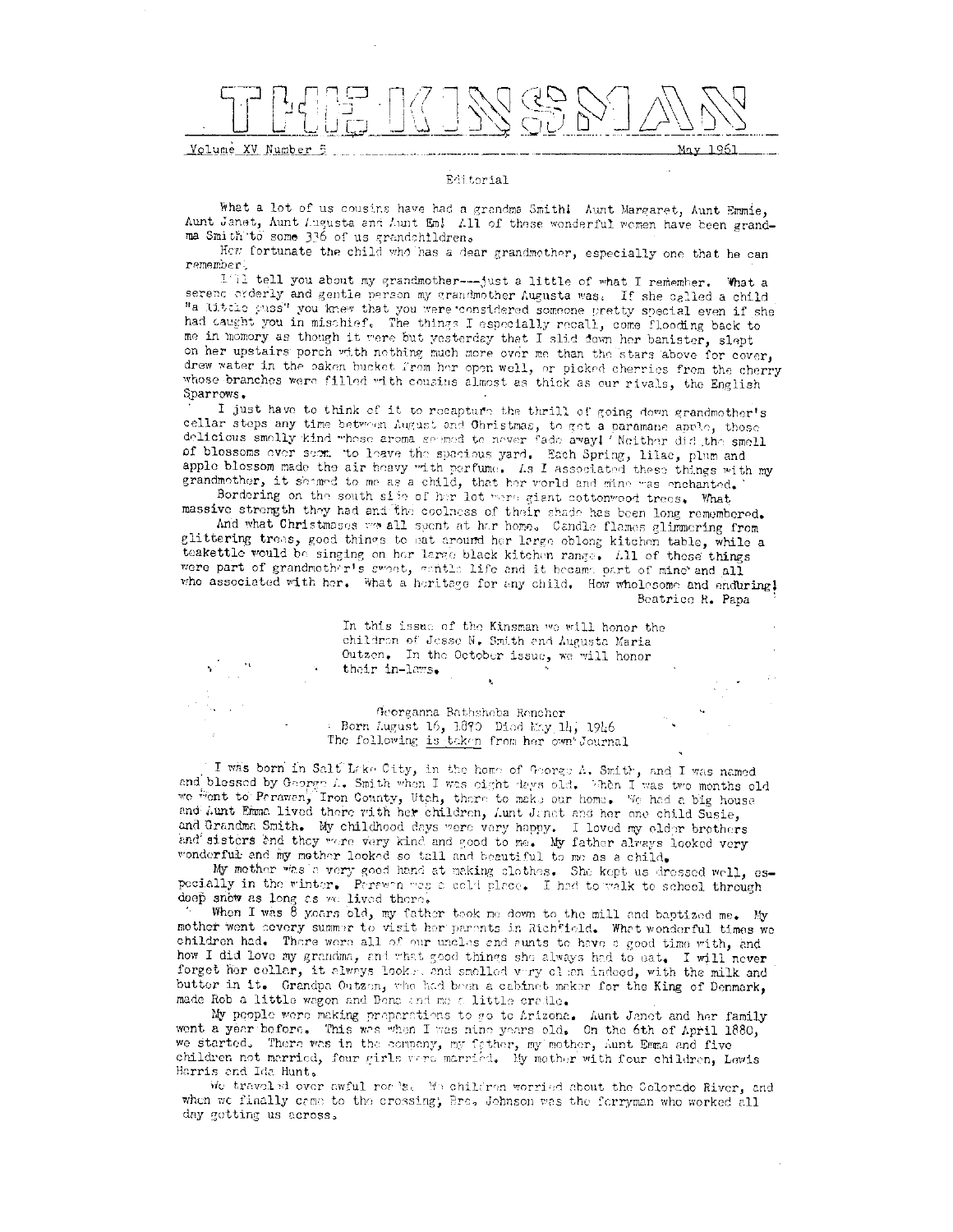# THE KINSMAN

Volume XV Number 5 May 1961

## Editorial

What a lot of us cousins have had a grandma Smith! Aunt Margaret, Aunt Emmie, Aunt Janet, Aunt Augusta and Aunt Em! All of these wonderful women have been grandma Smith to some 336 of us grandchildren.

How fortunate the child who has a dear grandmother, especially one that he can remember.

I'll tell you about my grandmother---just a little of what I remember. What a serene orderly and gentle person my grandmother Augusta was. If she called a child "a little puss" you knew that you were considered someone pretty special even if she had caught you in mischief. The things I especially recall, come flooding back to me in memory as though it were but yesterday that I slid down her banister, slept on her upstairs porch with nothing much more over me than the stars above for cover, drew water in the oaken bucket from her open well, or picked cherries from the cherry whose branches were filled with cousins almost as thick as our rivals, the English Sparrows.

I just have to think of it to recapture the thrill of going down grandmother's cellar steps any time between August and Christmas, to get a paramane apple, those delicious smelly kind whose aroma seemed to never fade away! Neither did the smell of blossoms ever seem to leave the spacious yard. Each Spring, lilac, plum and apple blossom made the air heavy with perfume. As I associated these things with my grandmother, it seemed to me as a child, that her world and mine was enchanted.

Bordering on the south side of her lot were giant cottonwood trees. What massive strength they had and the coolness of their shade has been long remembered.

And what Christmases we all spent at her home. Candle flames glimmering from glittering trees, good things to eat around her large oblong kitchen table, while a teakettle would be singing on her large black kitchen range. All of these things were part of grandmother's sweet, gentle life and it became part of mine and all who associated with her. What a heritage for any child. How wholesome and enduring!

Beatrice R. Papa

In this issue of the Kinsman we will honor the children of Jesse N. Smith and Augusta Maria Outzen. In the October issue, we will honor their in-laws.

### Georganna Bathsheba Rencher
Born August 16, 1870 Died May 14, 1946
The following is taken from her own Journal

I was born in Salt Lake City, in the home of George A. Smith, and I was named and blessed by George A. Smith when I was eight days old. When I was two months old we went to Parawan, Iron County, Utah, there to make our home. We had a big house and Aunt Emma lived there with her children, Aunt Janet and her one child Susie, and Grandma Smith. My childhood days were very happy. I loved my older brothers and sisters and they were very kind and good to me. My father always looked very wonderful and my mother looked so tall and beautiful to me as a child.

My mother was a very good hand at making clothes. She kept us dressed well, especially in the winter. Parawan was a cold place. I had to walk to school through deep snow as long as we lived there.

When I was 8 years old, my father took me down to the mill and baptized me. My mother went every summer to visit her parents in Richfield. What wonderful times we children had. There were all of our uncles and aunts to have a good time with, and how I did love my grandma, and what good things she always had to eat. I will never forget her cellar, it always looked and smelled very clean indeed, with the milk and butter in it. Grandpa Outzen, who had been a cabinet maker for the King of Denmark, made Rob a little wagon and Dane and me a little cradle.

My people were making preparations to go to Arizona. Aunt Janet and her family went a year before. This was when I was nine years old. On the 6th of April 1880, we started. There was in the company, my father, my mother, Aunt Emma and five children not married, four girls were married. My mother with four children, Lewis Harris and Ida Hunt.

We traveled over awful roads. We children worried about the Colorado River, and when we finally came to the crossing, Bro. Johnson was the ferryman who worked all day getting us across.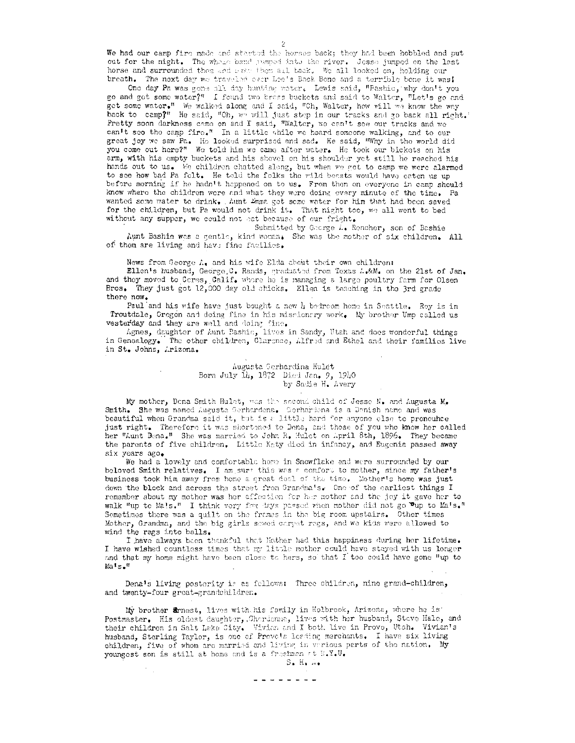We had our camp fire made and started the horses back; they had been hobbled and put out for the night. The whole band jumped into the river. Jesse jumped on the last horse and surrounded them and drove them all back. We all looked on, holding our breath. The next day we traveled over Lee's Back Bone and a terrible bone it was!

One day Pa was gone all day hunting water. Lewis said, "Bashie, why don't you go and get some water?" I found two brass buckets and said to Walter, "Let's go and get some water." We walked along and I said, "Oh, Walter, how will we know the way back to camp?" He said, "Oh, we will just step in our tracks and go back all right." Pretty soon darkness came on and I said, "Walter, we can't see our tracks and we can't see the camp fire." In a little while we heard someone walking, and to our great joy we saw Pa. He looked surprised and sad. He said, "Why in the world did you come out here?" We told him we came after water. He took our buckets on his arm, with his empty buckets and his shovel on his shoulder yet still he reached his hands out to us. We children chatted along, but when we got to camp we were alarmed to see how bad Pa felt. He told the folks the wild beasts would have eaten us up before morning if he hadn't happened on to us. From then on everyone in camp should know where the children were and what they were doing every minute of the time. Pa wanted some water to drink. Aunt Emma got some water for him that had been saved for the children, but Pa would not drink it. That night too, we all went to bed without any supper, we could not eat because of our fright.

Submitted by George A. Rencher, son of Bashie

Aunt Bashie was a gentle, kind woman. She was the mother of six children. All of them are living and have fine families.

News from George A. and his wife Elda about their own children:

Ellen's husband, George C. Rands, graduated from Texas A.&M. on the 21st of Jan. and they moved to Ceres, Calif. where he is managing a large poultry farm for Olsen Bros. They just got 12,000 day old chicks. Ellen is teaching in the 3rd grade there now.

Paul and his wife have just bought a new 4 bedroom home in Seattle. Roy is in Troutdale, Oregon and doing fine in his missionary work. My brother Ump called us yesterday and they are well and doing fine.

Agnes, daughter of Aunt Bashie, lives in Sandy, Utah and does wonderful things in Genealogy. The other children, Clarence, Alfred and Ethel and their families live in St. Johns, Arizona.

## Augusta Gerhardina Hulet
Born July 14, 1872 Died Jan. 9, 1940
by Sadie H. Avery

My mother, Dena Smith Hulet, was the second child of Jesse N. and Augusta M. Smith. She was named Augusta Gerhardena. Gerhardena is a Danish name and was beautiful when Grandma said it, but is a little hard for anyone else to pronounce just right. Therefore it was shortened to Dena, and those of you who know her called her "Aunt Dena." She was married to John R. Hulet on April 8th, 1896. They became the parents of five children. Little Katy died in infancy, and Eugenia passed away six years ago.

We had a lovely and comfortable home in Snowflake and were surrounded by our beloved Smith relatives. I am sure this was a comfort to mother, since my father's business took him away from home a great deal of the time. Mother's home was just down the block and across the street from Grandma's. One of the earliest things I remember about my mother was her affection for her mother and the joy it gave her to walk "up to Ma's." I think very few days passed when mother did not go "up to Ma's." Sometimes there was a quilt on the frames in the big room upstairs. Other times Mother, Grandma, and the big girls sewed carpet rags, and we kids were allowed to wind the rags into balls.

I have always been thankful that Mother had this happiness during her lifetime. I have wished countless times that my little mother could have stayed with us longer and that my home might have been close to hers, so that I too could have gone "up to Ma's."

Dena's living posterity is as follows: Three children, nine grand-children, and twenty-four great-grandchildren.

My brother Ernest, lives with his family in Holbrook, Arizona, where he is Postmaster. His oldest daughter, Charlenne, lives with her husband, Steve Hale, and their children in Salt Lake City. Vivian and I both live in Provo, Utah. Vivian's husband, Sterling Taylor, is one of Provo's leading merchants. I have six living children, five of whom are married and living in various parts of the nation. My youngest son is still at home and is a freshman at B.Y.U.

S. H. A.

- - - - - - - -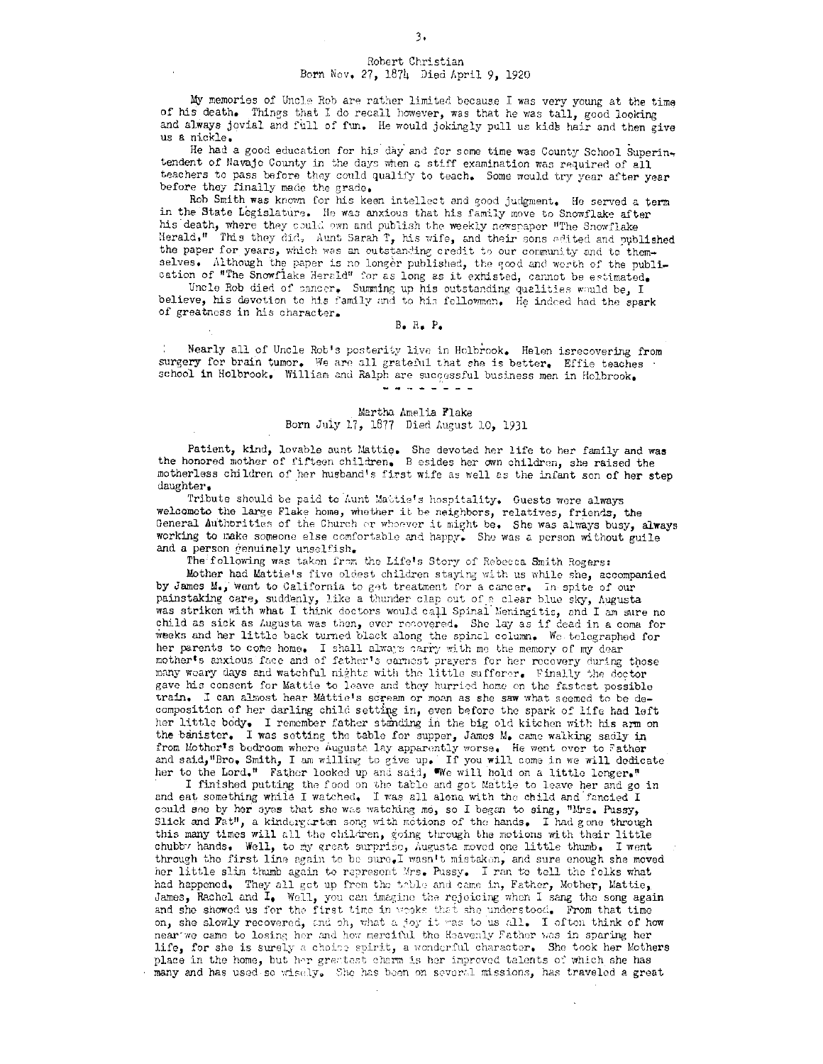## Robert Christian
Born Nov. 27, 1874 Died April 9, 1920

My memories of Uncle Rob are rather limited because I was very young at the time of his death. Things that I do recall however, was that he was tall, good looking and always jovial and full of fun. He would jokingly pull us kids hair and then give us a nickle.

He had a good education for his day and for some time was County School Superintendent of Navajo County in the days when a stiff examination was required of all teachers to pass before they could qualify to teach. Some would try year after year before they finally made the grade.

Rob Smith was known for his keen intellect and good judgment. He served a term in the State Legislature. He was anxious that his family move to Snowflake after his death, where they could own and publish the weekly newspaper "The Snowflake Herald." This they did, Aunt Sarah T, his wife, and their sons edited and published the paper for years, which was an outstanding credit to our community and to themselves. Although the paper is no longer published, the good and worth of the publication of "The Snowflake Herald" for as long as it exhisted, cannot be estimated.

Uncle Rob died of cancer. Summing up his outstanding qualities would be, I believe, his devotion to his family and to his fellowmen. He indeed had the spark of greatness in his character.

B. R. P.

Nearly all of Uncle Rob's posterity live in Holbrook. Helen isrecovering from surgery for brain tumor. We are all grateful that she is better. Effie teaches school in Holbrook. William and Ralph are successful business men in Holbrook.

- - - - - - - -

## Martha Amelia Flake
Born July 17, 1877 Died August 10, 1931

Patient, kind, lovable aunt Mattie. She devoted her life to her family and was the honored mother of fifteen children. B esides her own children, she raised the motherless children of her husband's first wife as well as the infant son of her step daughter.

Tribute should be paid to Aunt Mattie's hospitality. Guests were always welcometo the large Flake home, whether it be neighbors, relatives, friends, the General Authorities of the Church or whoever it might be. She was always busy, always working to make someone else comfortable and happy. She was a person without guile and a person genuinely unselfish.

The following was taken from the Life's Story of Rebecca Smith Rogers:

Mother had Mattie's five oldest children staying with us while she, accompanied by James M., went to California to get treatment for a cancer. In spite of our painstaking care, suddenly, like a thunder clap out of a clear blue sky, Augusta was striken with what I think doctors would call Spinal Meningitis, and I am sure no child as sick as Augusta was then, ever recovered. She lay as if dead in a coma for weeks and her little back turned black along the spinal column. We telegraphed for her parents to come home. I shall always carry with me the memory of my dear mother's anxious face and of father's earnest prayers for her recovery during those many weary days and watchful nights with the little sufferer. Finally the doctor gave his consent for Mattie to leave and they hurried home on the fastest possible train. I can almost hear Mattie's scream or moan as she saw what seemed to be decomposition of her darling child setting in, even before the spark of life had left her little body. I remember father standing in the big old kitchen with his arm on the banister. I was setting the table for supper, James M. came walking sadly in from Mother's bedroom where Augusta lay apparently worse. He went over to Father and said,"Bro. Smith, I am willing to give up. If you will come in we will dedicate her to the Lord." Father looked up and said, "We will hold on a little longer."

I finished putting the food on the table and got Mattie to leave her and go in and eat something while I watched. I was all alone with the child and fancied I could see by her eyes that she was watching me, so I began to sing, "Mrs. Pussy, Slick and Fat", a kindergarten song with motions of the hands. I had gone through this many times will all the children, going through the motions with their little chubby hands. Well, to my great surprise, Augusta moved one little thumb. I went through the first line again to be sure,I wasn't mistaken, and sure enough she moved her little slim thumb again to represent Mrs. Pussy. I ran to tell the folks what had happened. They all got up from the table and came in, Father, Mother, Mattie, James, Rachel and I. Well, you can imagine the rejoicing when I sang the song again and she showed us for the first time in weeks that she understood. From that time on, she slowly recovered, and oh, what a joy it was to us all. I often think of how near we came to losing her and how merciful the Heavenly Father was in sparing her life, for she is surely a choice spirit, a wonderful character. She took her Mothers place in the home, but her greatest charm is her improved talents of which she has many and has used so wisely. She has been on several missions, has traveled a great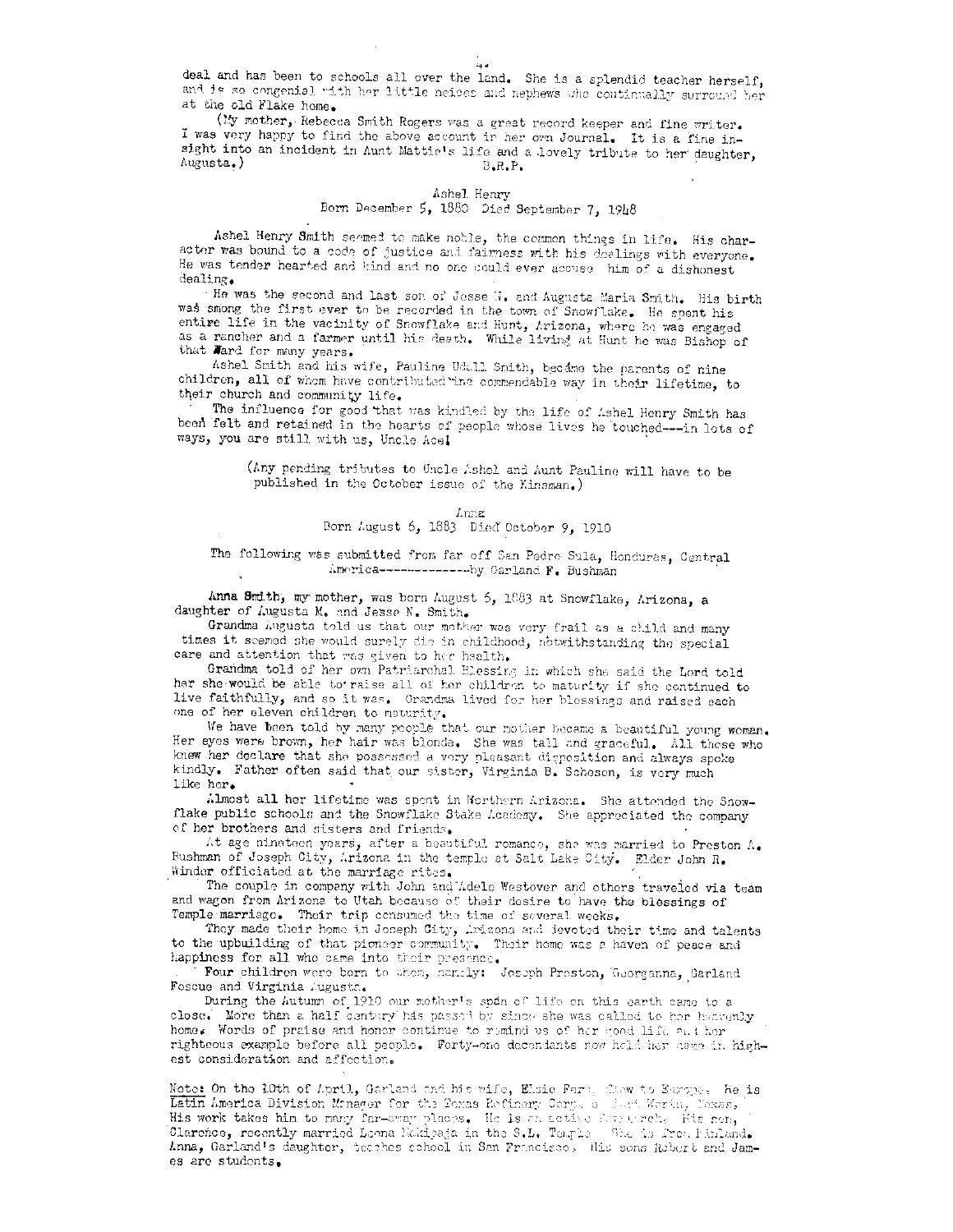deal and has been to schools all over the land. She is a splendid teacher herself, and is so congenial with her little neices and nephews who continually surround her at the old Flake home.

(My mother, Rebecca Smith Rogers was a great record keeper and fine writer. I was very happy to find the above account in her own Journal. It is a fine insight into an incident in Aunt Mattie's life and a lovely tribute to her daughter, Augusta.) B.R.P.

## Ashel Henry

Born December 5, 1880 Died September 7, 1948

Ashel Henry Smith seemed to make noble, the common things in life. His character was bound to a code of justice and fairness with his dealings with everyone. He was tender hearted and kind and no one could ever accuse him of a dishonest dealing.

He was the second and last son of Jesse N. and Augusta Maria Smith. His birth was among the first ever to be recorded in the town of Snowflake. He spent his entire life in the vacinity of Snowflake and Hunt, Arizona, where he was engaged as a rancher and a farmer until his death. While living at Hunt he was Bishop of that Ward for many years.

Ashel Smith and his wife, Pauline Udall Smith, became the parents of nine children, all of whom have contributed in a commendable way in their lifetime, to their church and community life.

The influence for good that was kindled by the life of Ashel Henry Smith has been felt and retained in the hearts of people whose lives he touched---in lots of ways, you are still with us, Uncle Ace!

(Any pending tributes to Uncle Ashel and Aunt Pauline will have to be published in the October issue of the Kinsman.)

## Anna

Born August 6, 1883 Died October 9, 1910

The following was submitted from far off San Pedro Sula, Honduras, Central America--------------by Garland F. Bushman

Anna Smith, my mother, was born August 6, 1883 at Snowflake, Arizona, a daughter of Augusta M. and Jesse N. Smith.

Grandma Augusta told us that our mother was very frail as a child and many times it seemed she would surely die in childhood, notwithstanding the special care and attention that was given to her health.

Grandma told of her own Patriarchal Blessing in which she said the Lord told her she would be able to raise all of her children to maturity if she continued to live faithfully, and so it was. Grandma lived for her blessings and raised each one of her eleven children to maturity.

We have been told by many people that our mother became a beautiful young woman. Her eyes were brown, her hair was blonde. She was tall and graceful. All those who knew her declare that she possessed a very pleasant disposition and always spoke kindly. Father often said that our sister, Virginia B. Schesen, is very much like her.

Almost all her lifetime was spent in Northern Arizona. She attended the Snowflake public schools and the Snowflake Stake Academy. She appreciated the company of her brothers and sisters and friends.

At age nineteen years, after a beautiful romance, she was married to Preston A. Bushman of Joseph City, Arizona in the temple at Salt Lake City. Elder John R. Winder officiated at the marriage rites.

The couple in company with John and Adele Westover and others traveled via team and wagon from Arizona to Utah because of their desire to have the blessings of Temple marriage. Their trip consumed the time of several weeks.

They made their home in Joseph City, Arizona and devoted their time and talents to the upbuilding of that pioneer community. Their home was a haven of peace and happiness for all who came into their presence.

Four children were born to them, namely: Joseph Preston, Georganna, Garland Foscue and Virginia Augusta.

During the Autumn of 1910 our mother's span of life on this earth came to a close. More than a half century has passed by since she was called to her heavenly home. Words of praise and honor continue to remind us of her good life and her righteous example before all people. Forty-one decendants now hold her name in highest consideration and affection.

Note: On the 10th of April, Garland and his wife, Elsie Ferr, flew to Europe. He is Latin America Division Manager for the Texas Refinery Corp. of Fort Worth, Texas. His work takes him to many far-away places. He is an active churchman. His son, Clarence, recently married Leena Makipaja in the S.L. Temple. She is from Finland. Anna, Garland's daughter, teaches school in San Francisco. His sons Robert and James are students.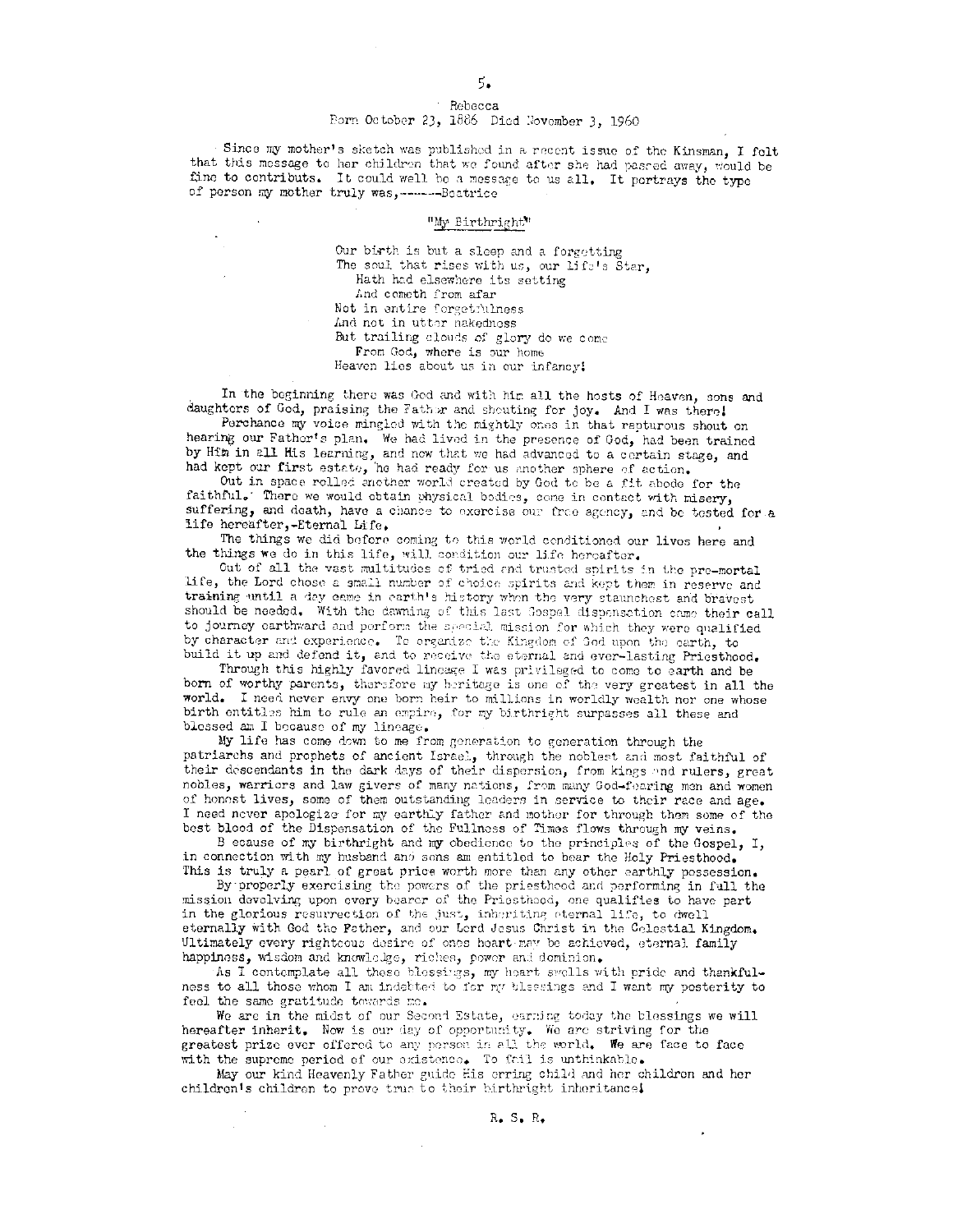Rebecca

Born October 23, 1886 Died November 3, 1960

Since my mother's sketch was published in a recent issue of the Kinsman, I felt that this message to her children that we found after she had passed away, would be fine to contribute. It could well be a message to us all. It portrays the type of person my mother truly was,-------Beatrice

## "My Birthright"

Our birth is but a sleep and a forgetting
The soul that rises with us, our life's Star,
Hath had elsewhere its setting
And cometh from afar
Not in entire forgetfulness
And not in utter nakedness
But trailing clouds of glory do we come
From God, where is our home
Heaven lies about us in our infancy!

In the beginning there was God and with him all the hosts of Heaven, sons and daughters of God, praising the Father and shouting for joy. And I was there!

Perchance my voice mingled with the mightly ones in that rapturous shout on hearing our Father's plan. We had lived in the presence of God, had been trained by Him in all His learning, and now that we had advanced to a certain stage, and had kept our first estate, he had ready for us another sphere of action.

Out in space rolled another world created by God to be a fit abode for the faithful. There we would obtain physical bodies, come in contact with misery, suffering, and death, have a chance to exercise our free agency, and be tested for a life hereafter,-Eternal Life.

The things we did before coming to this world conditioned our lives here and the things we do in this life, will condition our life hereafter.

Out of all the vast multitudes of tried and trusted spirits in the pre-mortal life, the Lord chose a small number of choice spirits and kept them in reserve and training until a day came in earth's history when the very staunchest and bravest should be needed. With the dawning of this last Gospel dispensation came their call to journey earthward and perform the special mission for which they were qualified by character and experience. To organize the Kingdom of God upon the earth, to build it up and defend it, and to receive the eternal and ever-lasting Priesthood.

Through this highly favored lineage I was privileged to come to earth and be born of worthy parents, therefore my heritage is one of the very greatest in all the world. I need never envy one born heir to millions in worldly wealth nor one whose birth entitles him to rule an empire, for my birthright surpasses all these and blessed am I because of my lineage.

My life has come down to me from generation to generation through the patriarchs and prophets of ancient Israel, through the noblest and most faithful of their descendants in the dark days of their dispersion, from kings and rulers, great nobles, warriors and law givers of many nations, from many God-fearing men and women of honest lives, some of them outstanding leaders in service to their race and age. I need never apologize for my earthly father and mother for through them some of the best blood of the Dispensation of the Fullness of Times flows through my veins.

B ecause of my birthright and my obedience to the principles of the Gospel, I, in connection with my husband and sons am entitled to bear the Holy Priesthood. This is truly a pearl of great price worth more than any other earthly possession.

By properly exercising the powers of the priesthood and performing in full the mission devolving upon every bearer of the Priesthood, one qualifies to have part in the glorious resurrection of the just, inheriting eternal life, to dwell eternally with God the Father, and our Lord Jesus Christ in the Celestial Kingdom. Ultimately every righteous desire of ones heart may be achieved, eternal family happiness, wisdom and knowledge, riches, power and dominion.

As I contemplate all these blessings, my heart swells with pride and thankfulness to all those whom I am indebted to for my blessings and I want my posterity to feel the same gratitude towards me.

We are in the midst of our Second Estate, earning today the blessings we will hereafter inherit. Now is our day of opportunity. We are striving for the greatest prize ever offered to any person in all the world. We are face to face with the supreme period of our existence. To fail is unthinkable.

May our kind Heavenly Father guide His erring child and her children and her children's children to prove true to their birthright inheritance!

R. S. R.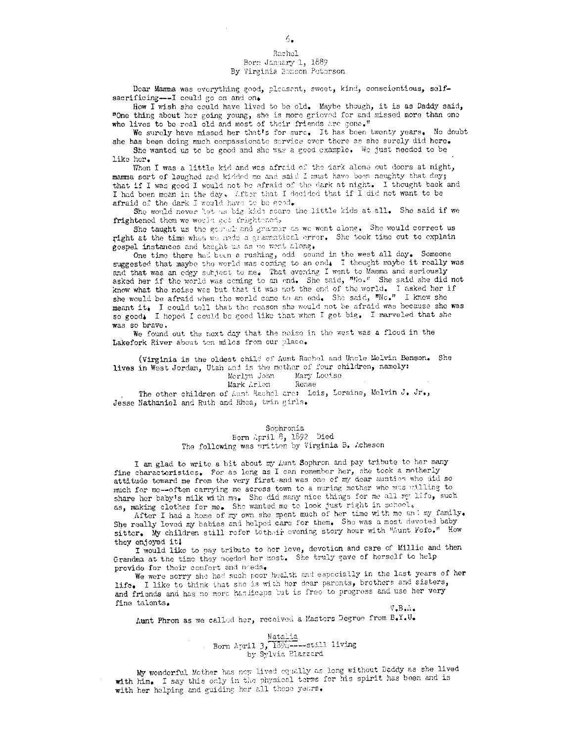## Rachel
### Born January 1, 1889
### By Virginia Benson Peterson

Dear Mamma was everything good, pleasant, sweet, kind, conscientious, self-sacrificing---I could go on and on.

How I wish she could have lived to be old. Maybe though, it is as Daddy said, "One thing about her going young, she is more grieved for and missed more than one who lives to be real old and most of their friends are gone."

We surely have missed her that's for sure. It has been twenty years. No doubt she has been doing much compassionate service over there as she surely did here.

She wanted us to be good and she was a good example. We just needed to be like her.

When I was a little kid and was afraid of the dark alone out doors at night, mamma sort of laughed and kidded me and said I must have been naughty that day; that if I was good I would not be afraid of the dark at night. I thought back and I had been mean in the day. After that I decided that if I did not want to be afraid of the dark I would have to be good.

She would never let us big kids scare the little kids at all. She said if we frightened them we would get frightened.

She taught us the gospel and grammar as we went along. She would correct us right at the time when we made a grammatical error. She took time out to explain gospel instances and taught us as we went along.

One time there had been a rushing, odd sound in the west all day. Someone suggested that maybe the world was coming to an end. I thought maybe it really was and that was an edgy subject to me. That evening I went to Mamma and seriously asked her if the world was coming to an end. She said, "No." She said she did not know what the noise was but that it was not the end of the world. I asked her if she would be afraid when the world came to an end. She said, "No." I knew she meant it. I could tell that the reason she would not be afraid was because she was so good. I hoped I could be good like that when I got big. I marveled that she was so brave.

We found out the next day that the noise in the west was a flood in the Lakefork River about ten miles from our place.

(Virginia is the oldest child of Aunt Rachel and Uncle Melvin Benson. She lives in West Jordan, Utah and is the mother of four children, namely:

Merlyn John    Mary Louise
Mark Arlen    Renae

The other children of Aunt Rachel are: Lois, Loraine, Melvin J. Jr., Jesse Nathaniel and Ruth and Rhea, twin girls.

## Sophronia
### Born April 8, 1892 Died
### The following was written by Virginia B. Acheson

I am glad to write a bit about my Aunt Sophron and pay tribute to her many fine characteristics. For as long as I can remember her, she took a motherly attitude toward me from the very first and was one of my dear aunties who did so much for me--often carrying me across town to a nuring mother who was willing to share her baby's milk with me. She did many nice things for me all my life, such as, making clothes for me. She wanted me to look just right in school.

After I had a home of my own she spent much of her time with me and my family. She really loved my babies and helped care for them. She was a most devoted baby sitter. My children still refer to their evening story hour with "Aunt Fofo." How they enjoyed it!

I would like to pay tribute to her love, devotion and care of Millie and then Grandma at the time they needed her most. She truly gave of herself to help provide for their comfort and needs.

We were sorry she had such poor health and especially in the last years of her life. I like to think that she is with her dear parents, brothers and sisters, and friends and has no more handicaps but is free to progress and use her very fine talents.

V.B.A.

Aunt Phron as we called her, received a Masters Degree from B.Y.U.

## Natalia
### Born April 3, 1894----still living
### by Sylvia Blazzard

My wonderful Mother has now lived equally as long without Daddy as she lived with him. I say this only in the physical terms for his spirit has been and is with her helping and guiding her all these years.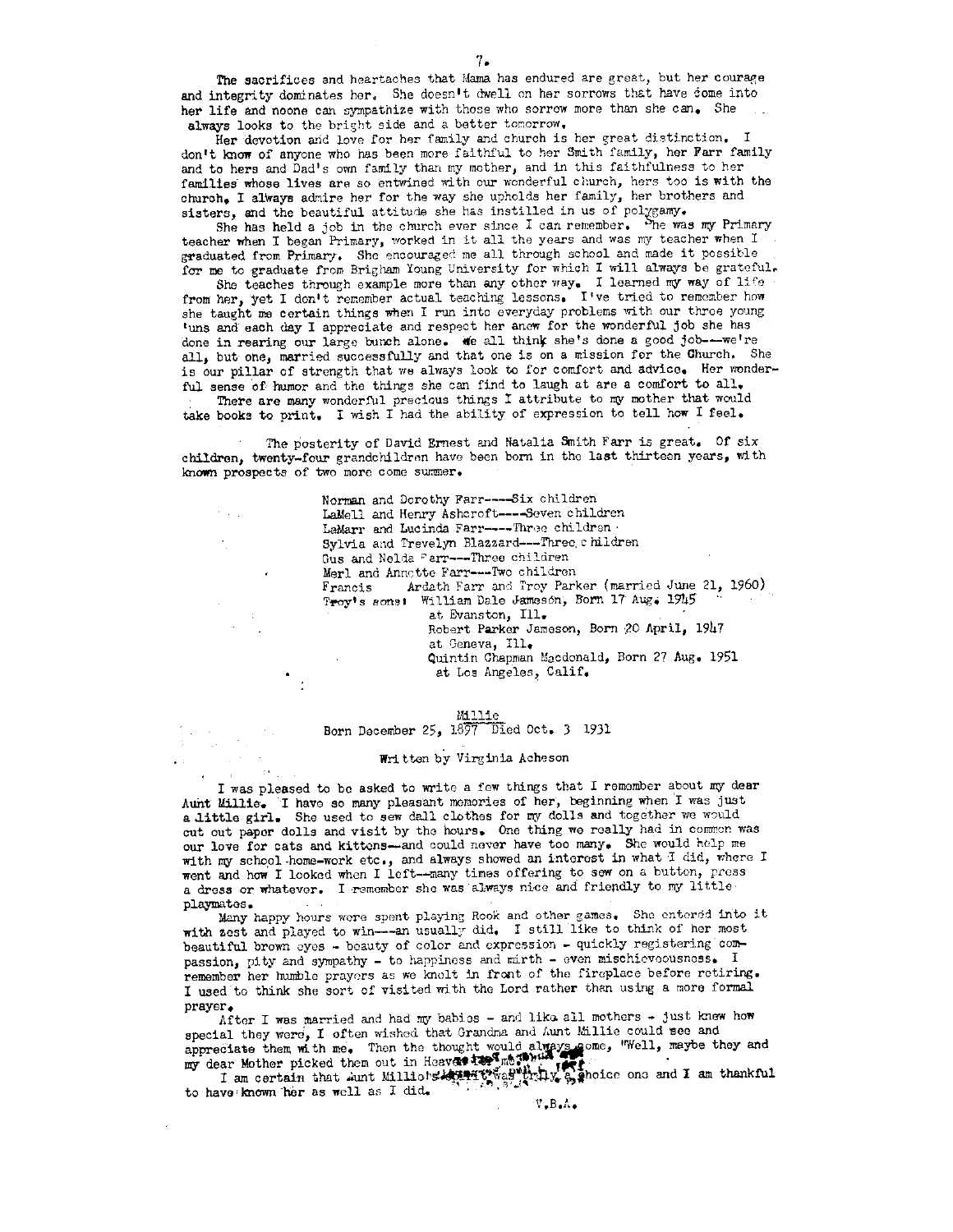The sacrifices and heartaches that Mama has endured are great, but her courage and integrity dominates her. She doesn't dwell on her sorrows that have come into her life and noone can sympathize with those who sorrow more than she can. She always looks to the bright side and a better tomorrow.

Her devotion and love for her family and church is her great distinction. I don't know of anyone who has been more faithful to her Smith family, her Farr family and to hers and Dad's own family than my mother, and in this faithfulness to her families whose lives are so entwined with our wonderful church, hers too is with the church. I always admire her for the way she upholds her family, her brothers and sisters, and the beautiful attitude she has instilled in us of polygamy.

She has held a job in the church ever since I can remember. She was my Primary teacher when I began Primary, worked in it all the years and was my teacher when I graduated from Primary. She encouraged me all through school and made it possible for me to graduate from Brigham Young University for which I will always be grateful.

She teaches through example more than any other way. I learned my way of life from her, yet I don't remember actual teaching lessons. I've tried to remember how she taught me certain things when I run into everyday problems with our three young 'uns and each day I appreciate and respect her anew for the wonderful job she has done in rearing our large bunch alone. We all think she's done a good job---we're all, but one, married successfully and that one is on a mission for the Church. She is our pillar of strength that we always look to for comfort and advice. Her wonderful sense of humor and the things she can find to laugh at are a comfort to all.

There are many wonderful precious things I attribute to my mother that would take books to print. I wish I had the ability of expression to tell how I feel.

The posterity of David Ernest and Natalia Smith Farr is great. Of six children, twenty-four grandchildren have been born in the last thirteen years, with known prospects of two more come summer.

Norman and Dorothy Farr----Six children
LaMell and Henry Ashcroft----Seven children
LaMarr and Lucinda Farr----Three children
Sylvia and Trevelyn Blazzard---Three children
Gus and Nelda Farr---Three children
Merl and Annette Farr---Two children
Francis Ardath Farr and Troy Parker (married June 21, 1960)
Troy's sons: William Dale Jameson, Born 17 Aug. 1945 at Evanston, Ill.
Robert Parker Jameson, Born 20 April, 1947 at Geneva, Ill.
Quintin Chapman Macdonald, Born 27 Aug. 1951 at Los Angeles, Calif.

## Millie

Born December 25, 1897 Died Oct. 3 1931

Written by Virginia Acheson

I was pleased to be asked to write a few things that I remember about my dear Aunt Millie. I have so many pleasant memories of her, beginning when I was just a little girl. She used to sew doll clothes for my dolls and together we would cut out paper dolls and visit by the hours. One thing we really had in common was our love for cats and kittens--and could never have too many. She would help me with my school home-work etc., and always showed an interest in what I did, where I went and how I looked when I left--many times offering to sew on a button, press a dress or whatever. I remember she was always nice and friendly to my little playmates.

Many happy hours were spent playing Rook and other games. She entered into it with zest and played to win---an usually did. I still like to think of her most beautiful brown eyes - beauty of color and expression - quickly registering compassion, pity and sympathy - to happiness and mirth - even mischievousness. I remember her humble prayers as we knelt in front of the fireplace before retiring. I used to think she sort of visited with the Lord rather than using a more formal prayer.

After I was married and had my babies - and like all mothers - just knew how special they were, I often wished that Grandma and Aunt Millie could see and appreciate them with me. Then the thought would always come, "Well, maybe they and my dear Mother picked them out in Heaven for me."

I am certain that Aunt Millie's spirit was truly a choice one and I am thankful to have known her as well as I did.

V.B.A.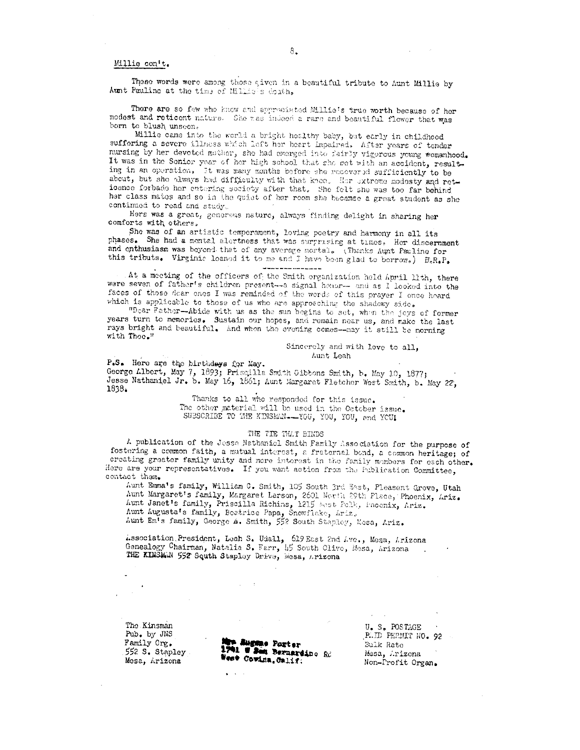Millie con't.

These words were among those given in a beautiful tribute to Aunt Millie by Aunt Pauline at the time of Millie's death.

There are so few who knew and appreciated Millie's true worth because of her modest and reticent nature. She was indeed a rare and beautiful flower that was born to blush unseen.

Millie came into the world a bright healthy baby, but early in childhood suffering a severe illness which left her heart impaired. After years of tender nursing by her devoted mother, she had emerged into fairly vigorous young womanhood. It was in the Senior year of her high school that she met with an accident, resulting in an operation. It was many months before she recovered sufficiently to be about, but she always had difficulty with that knee. Her extreme modesty and reticence forbade her entering society after that. She felt she was too far behind her class mates and so in the quiet of her room she became a great student as she continued to read and study.

Hers was a great, generous nature, always finding delight in sharing her comforts with others.

She was of an artistic temperament, loving poetry and harmony in all its phases. She had a mental alertness that was surprising at times. Her discernment and enthusiasm was beyond that of any average mortal. (Thanks Aunt Pauline for this tribute. Virginia loaned it to me and I have been glad to borrow.) E.R.P.

---

At a meeting of the officers of the Smith organization held April 11th, there were seven of father's children present--a signal honor-- and as I looked into the faces of those dear ones I was reminded of the words of this prayer I once heard which is applicable to those of us who are approaching the shadowy side.

"Dear Father--Abide with us as the sun begins to set, when the joys of former years turn to memories. Sustain our hopes, and remain near us, and make the last rays bright and beautiful. And when the evening comes--may it still be morning with Thee."

Sincerely and with love to all,
Aunt Leah

P.S. Here are the birthdays for May.
George Albert, May 7, 1893; Priscilla Smith Gibbons Smith, b. May 10, 1877; Jesse Nathaniel Jr. b. May 16, 1861; Aunt Margaret Fletcher West Smith, b. May 22, 1838.

Thanks to all who responded for this issue.
The other material will be used in the October issue.
SUBSCRIBE TO THE KINSMAN---YOU, YOU, YOU, and YOU!

THE TIE THAT BINDS

A publication of the Jesse Nathaniel Smith Family Association for the purpose of fostering a common faith, a mutual interest, a fraternal bond, a common heritage; of creating greater family unity and more interest in the family members for each other. Here are your representatives. If you want action from the Publication Committee, contact them.

Aunt Emma's family, William C. Smith, 105 South 3rd East, Pleasant Grove, Utah
Aunt Margaret's family, Margaret Larson, 2601 North 29th Place, Phoenix, Ariz.
Aunt Janet's family, Priscilla Richins, 1215 West Polk, Phoenix, Ariz.
Aunt Augusta's family, Beatrice Papa, Snowflake, Ariz.
Aunt Em's family, George A. Smith, 552 South Stapley, Mesa, Ariz.

Association President, Leah S. Udall, 619 East 2nd Ave., Mesa, Arizona
Genealogy Chairman, Natalie S. Farr, 45 South Olive, Mesa, Arizona
THE KINSMAN 552 South Stapley Drive, Mesa, Arizona

The Kinsman
Pub. by JNS
Family Org.
552 S. Stapley
Mesa, Arizona

Mrs Eugene Porter
1701 W San Bernardino Rd
West Covina, Calif.

U. S. POSTAGE
PAID PERMIT NO. 92
Bulk Rate
Mesa, Arizona
Non-Profit Organ.